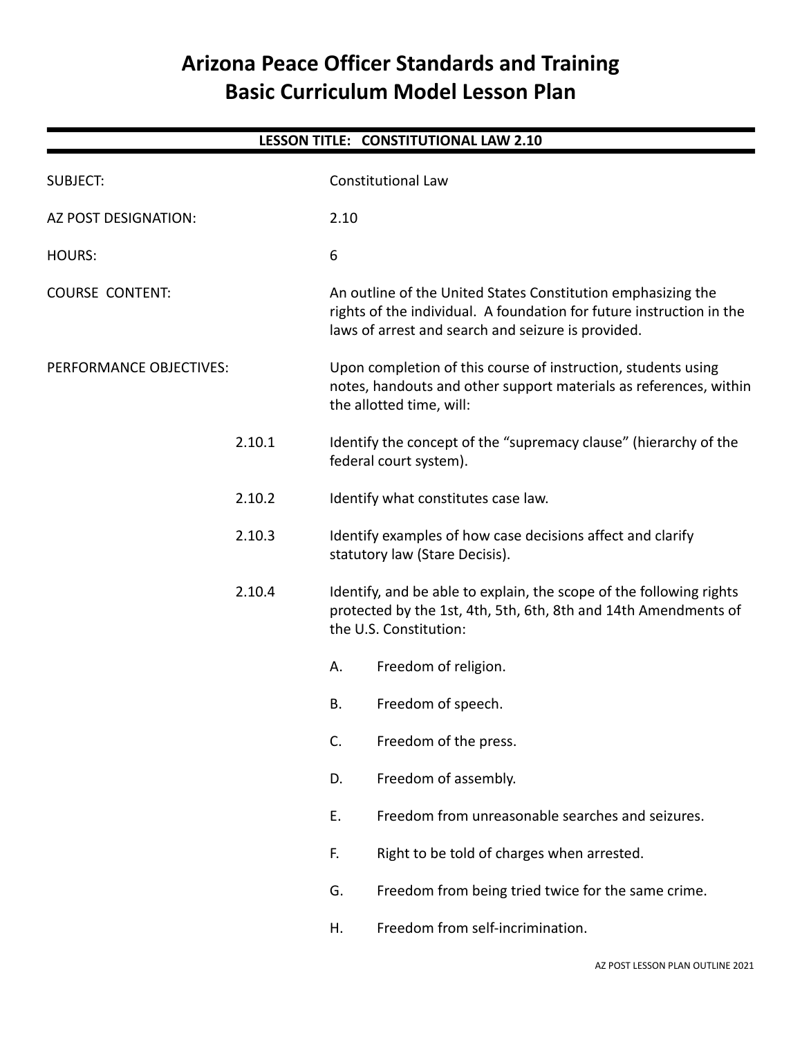# Arizona Peace Officer Standards and Training
# Basic Curriculum Model Lesson Plan

## LESSON TITLE: CONSTITUTIONAL LAW 2.10

SUBJECT: Constitutional Law

AZ POST DESIGNATION: 2.10

HOURS: 6

COURSE CONTENT: An outline of the United States Constitution emphasizing the rights of the individual. A foundation for future instruction in the laws of arrest and search and seizure is provided.

PERFORMANCE OBJECTIVES: Upon completion of this course of instruction, students using notes, handouts and other support materials as references, within the allotted time, will:

2.10.1 Identify the concept of the "supremacy clause" (hierarchy of the federal court system).

2.10.2 Identify what constitutes case law.

2.10.3 Identify examples of how case decisions affect and clarify statutory law (Stare Decisis).

2.10.4 Identify, and be able to explain, the scope of the following rights protected by the 1st, 4th, 5th, 6th, 8th and 14th Amendments of the U.S. Constitution:

A. Freedom of religion.

B. Freedom of speech.

C. Freedom of the press.

D. Freedom of assembly.

E. Freedom from unreasonable searches and seizures.

F. Right to be told of charges when arrested.

G. Freedom from being tried twice for the same crime.

H. Freedom from self-incrimination.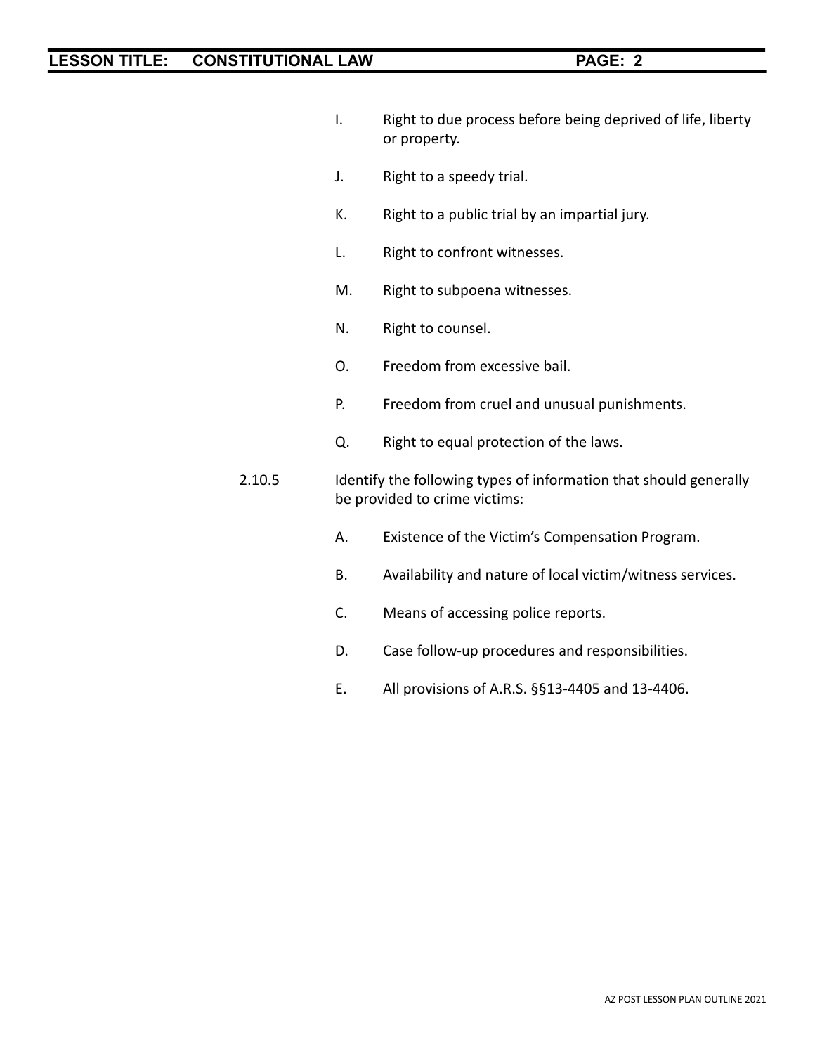I. Right to due process before being deprived of life, liberty or property.

J. Right to a speedy trial.

K. Right to a public trial by an impartial jury.

L. Right to confront witnesses.

M. Right to subpoena witnesses.

N. Right to counsel.

O. Freedom from excessive bail.

P. Freedom from cruel and unusual punishments.

Q. Right to equal protection of the laws.

2.10.5 Identify the following types of information that should generally be provided to crime victims:

A. Existence of the Victim's Compensation Program.

B. Availability and nature of local victim/witness services.

C. Means of accessing police reports.

D. Case follow-up procedures and responsibilities.

E. All provisions of A.R.S. §§13-4405 and 13-4406.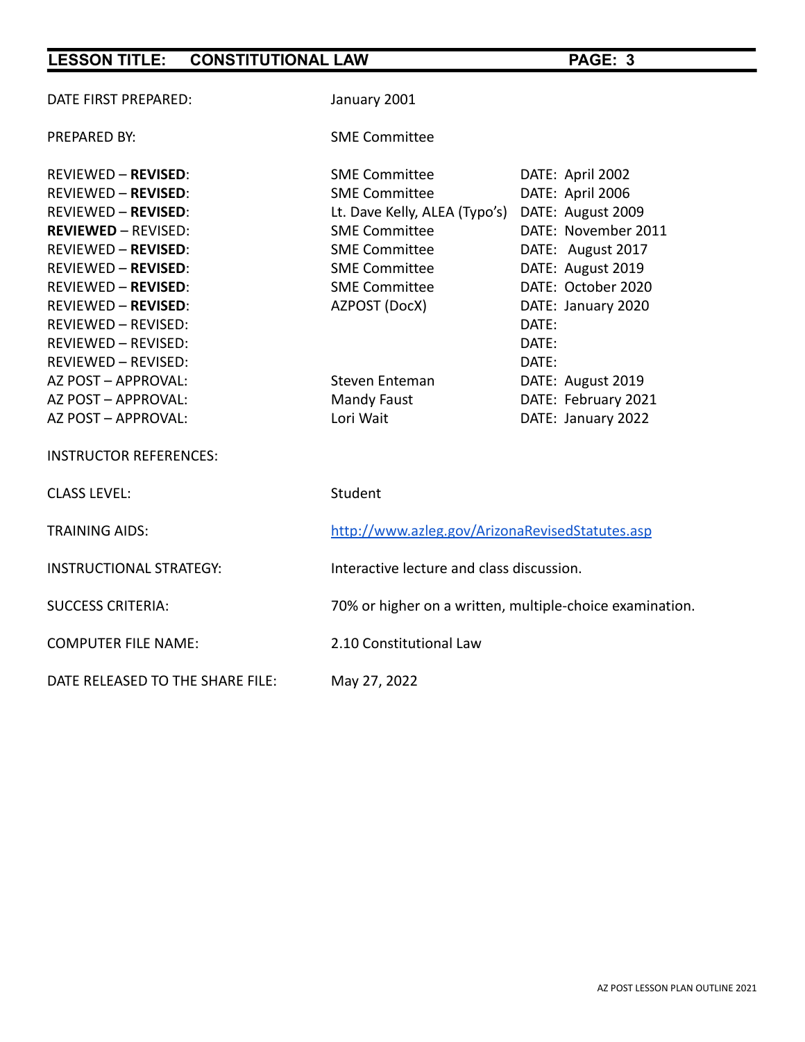| | | |
|---|---|---|
| DATE FIRST PREPARED: | January 2001 | |
| PREPARED BY: | SME Committee | |
| REVIEWED – **REVISED**: | SME Committee | DATE: April 2002 |
| REVIEWED – **REVISED**: | SME Committee | DATE: April 2006 |
| REVIEWED – **REVISED**: | Lt. Dave Kelly, ALEA (Typo's) | DATE: August 2009 |
| **REVIEWED** – REVISED: | SME Committee | DATE: November 2011 |
| REVIEWED – **REVISED**: | SME Committee | DATE: August 2017 |
| REVIEWED – **REVISED**: | SME Committee | DATE: August 2019 |
| REVIEWED – **REVISED**: | SME Committee | DATE: October 2020 |
| REVIEWED – **REVISED**: | AZPOST (DocX) | DATE: January 2020 |
| REVIEWED – REVISED: | | DATE: |
| REVIEWED – REVISED: | | DATE: |
| REVIEWED – REVISED: | | DATE: |
| AZ POST – APPROVAL: | Steven Enteman | DATE: August 2019 |
| AZ POST – APPROVAL: | Mandy Faust | DATE: February 2021 |
| AZ POST – APPROVAL: | Lori Wait | DATE: January 2022 |
| INSTRUCTOR REFERENCES: | | |
| CLASS LEVEL: | Student | |
| TRAINING AIDS: | http://www.azleg.gov/ArizonaRevisedStatutes.asp | |
| INSTRUCTIONAL STRATEGY: | Interactive lecture and class discussion. | |
| SUCCESS CRITERIA: | 70% or higher on a written, multiple-choice examination. | |
| COMPUTER FILE NAME: | 2.10 Constitutional Law | |
| DATE RELEASED TO THE SHARE FILE: | May 27, 2022 | |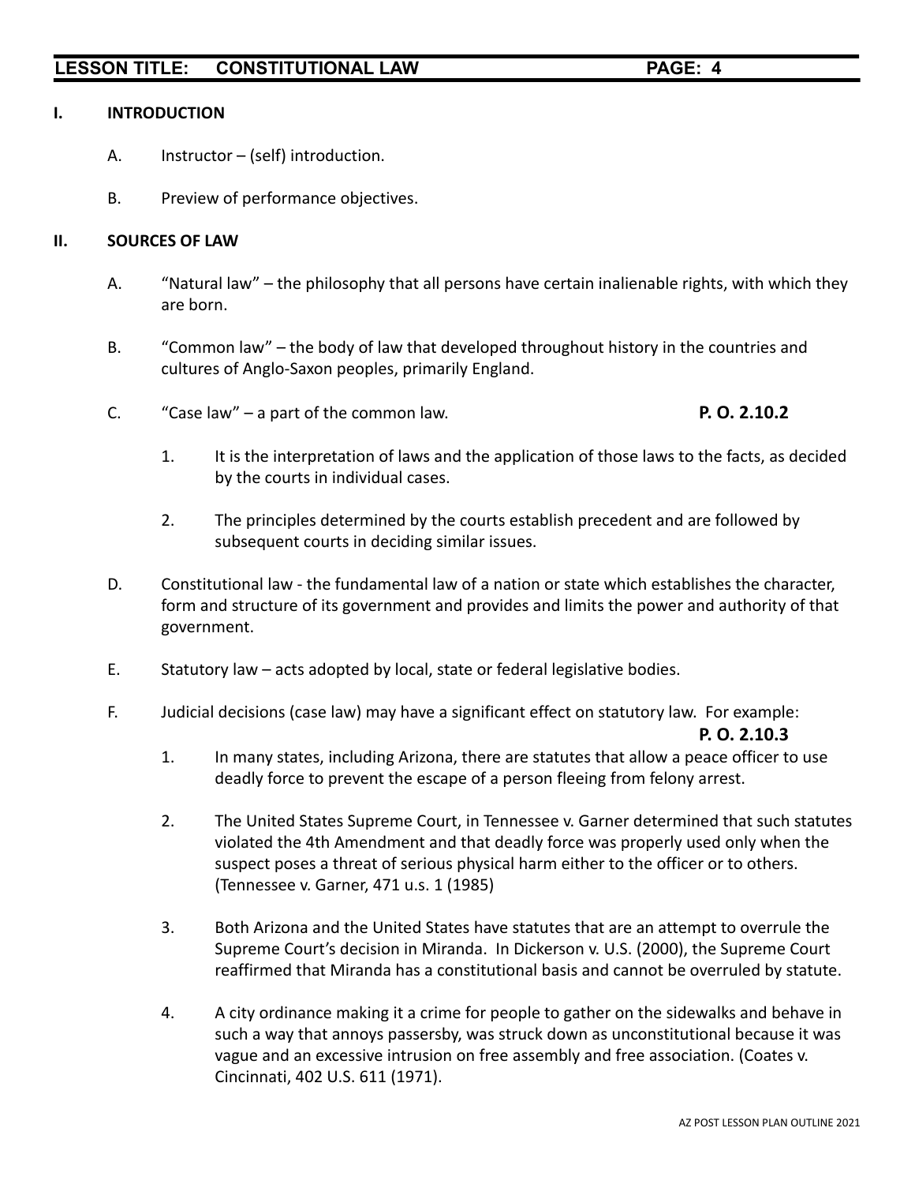## I. INTRODUCTION

A. Instructor – (self) introduction.

B. Preview of performance objectives.

## II. SOURCES OF LAW

A. "Natural law" – the philosophy that all persons have certain inalienable rights, with which they are born.

B. "Common law" – the body of law that developed throughout history in the countries and cultures of Anglo-Saxon peoples, primarily England.

C. "Case law" – a part of the common law. **P. O. 2.10.2**

1. It is the interpretation of laws and the application of those laws to the facts, as decided by the courts in individual cases.

2. The principles determined by the courts establish precedent and are followed by subsequent courts in deciding similar issues.

D. Constitutional law - the fundamental law of a nation or state which establishes the character, form and structure of its government and provides and limits the power and authority of that government.

E. Statutory law – acts adopted by local, state or federal legislative bodies.

F. Judicial decisions (case law) may have a significant effect on statutory law. For example: **P. O. 2.10.3**

1. In many states, including Arizona, there are statutes that allow a peace officer to use deadly force to prevent the escape of a person fleeing from felony arrest.

2. The United States Supreme Court, in Tennessee v. Garner determined that such statutes violated the 4th Amendment and that deadly force was properly used only when the suspect poses a threat of serious physical harm either to the officer or to others. (Tennessee v. Garner, 471 u.s. 1 (1985)

3. Both Arizona and the United States have statutes that are an attempt to overrule the Supreme Court's decision in Miranda. In Dickerson v. U.S. (2000), the Supreme Court reaffirmed that Miranda has a constitutional basis and cannot be overruled by statute.

4. A city ordinance making it a crime for people to gather on the sidewalks and behave in such a way that annoys passersby, was struck down as unconstitutional because it was vague and an excessive intrusion on free assembly and free association. (Coates v. Cincinnati, 402 U.S. 611 (1971).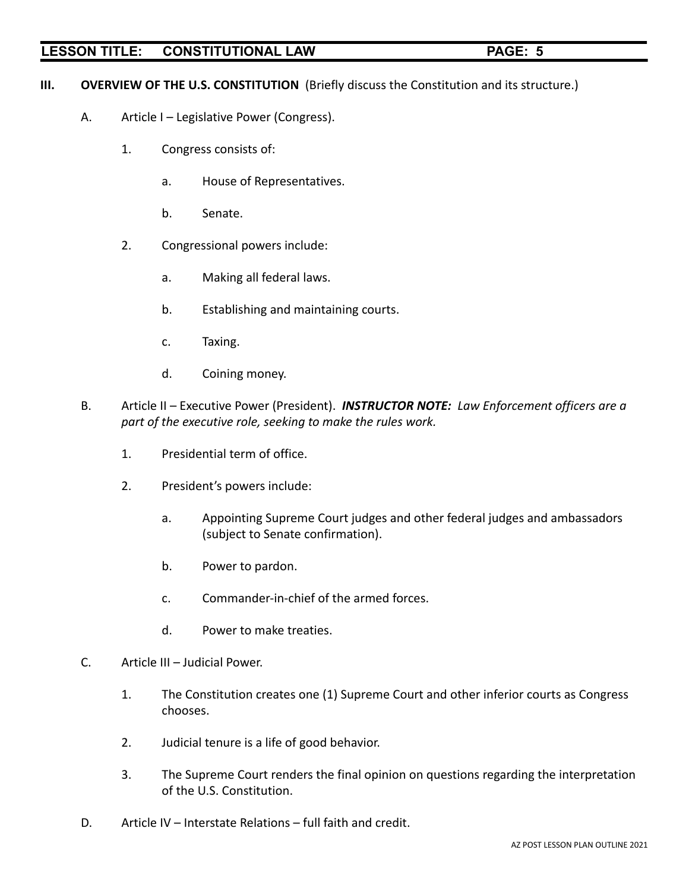**III. OVERVIEW OF THE U.S. CONSTITUTION** (Briefly discuss the Constitution and its structure.)

A. Article I – Legislative Power (Congress).

1. Congress consists of:

   a. House of Representatives.

   b. Senate.

2. Congressional powers include:

   a. Making all federal laws.

   b. Establishing and maintaining courts.

   c. Taxing.

   d. Coining money.

B. Article II – Executive Power (President). ***INSTRUCTOR NOTE:*** *Law Enforcement officers are a part of the executive role, seeking to make the rules work.*

1. Presidential term of office.

2. President's powers include:

   a. Appointing Supreme Court judges and other federal judges and ambassadors (subject to Senate confirmation).

   b. Power to pardon.

   c. Commander-in-chief of the armed forces.

   d. Power to make treaties.

C. Article III – Judicial Power.

1. The Constitution creates one (1) Supreme Court and other inferior courts as Congress chooses.

2. Judicial tenure is a life of good behavior.

3. The Supreme Court renders the final opinion on questions regarding the interpretation of the U.S. Constitution.

D. Article IV – Interstate Relations – full faith and credit.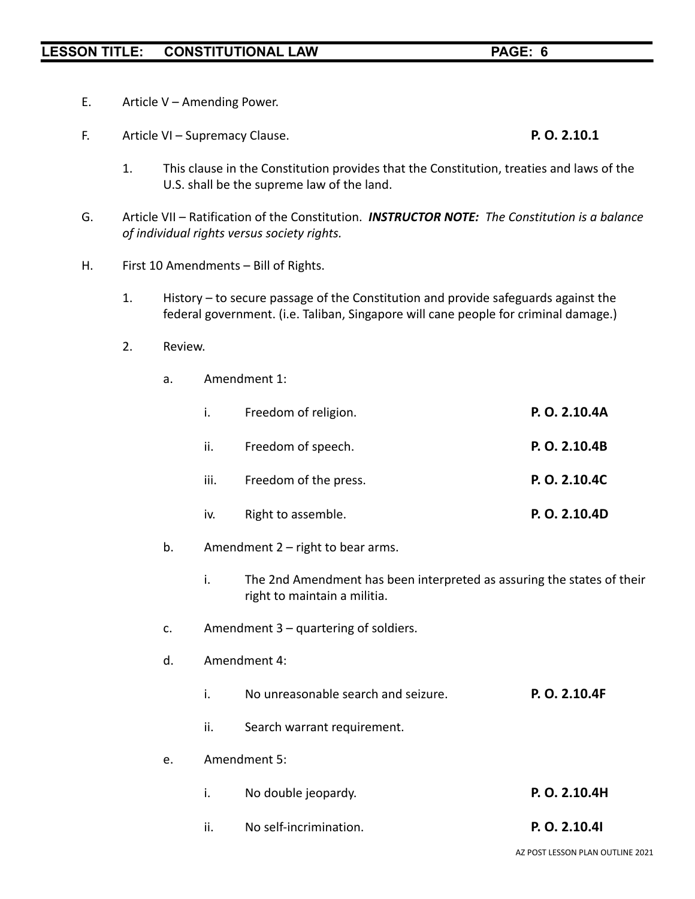E. Article V – Amending Power.

F. Article VI – Supremacy Clause. **P. O. 2.10.1**

1. This clause in the Constitution provides that the Constitution, treaties and laws of the U.S. shall be the supreme law of the land.

G. Article VII – Ratification of the Constitution. ***INSTRUCTOR NOTE:*** *The Constitution is a balance of individual rights versus society rights.*

H. First 10 Amendments – Bill of Rights.

1. History – to secure passage of the Constitution and provide safeguards against the federal government. (i.e. Taliban, Singapore will cane people for criminal damage.)

2. Review.

   a. Amendment 1:

      i. Freedom of religion. **P. O. 2.10.4A**

      ii. Freedom of speech. **P. O. 2.10.4B**

      iii. Freedom of the press. **P. O. 2.10.4C**

      iv. Right to assemble. **P. O. 2.10.4D**

   b. Amendment 2 – right to bear arms.

      i. The 2nd Amendment has been interpreted as assuring the states of their right to maintain a militia.

   c. Amendment 3 – quartering of soldiers.

   d. Amendment 4:

      i. No unreasonable search and seizure. **P. O. 2.10.4F**

      ii. Search warrant requirement.

   e. Amendment 5:

      i. No double jeopardy. **P. O. 2.10.4H**

      ii. No self-incrimination. **P. O. 2.10.4I**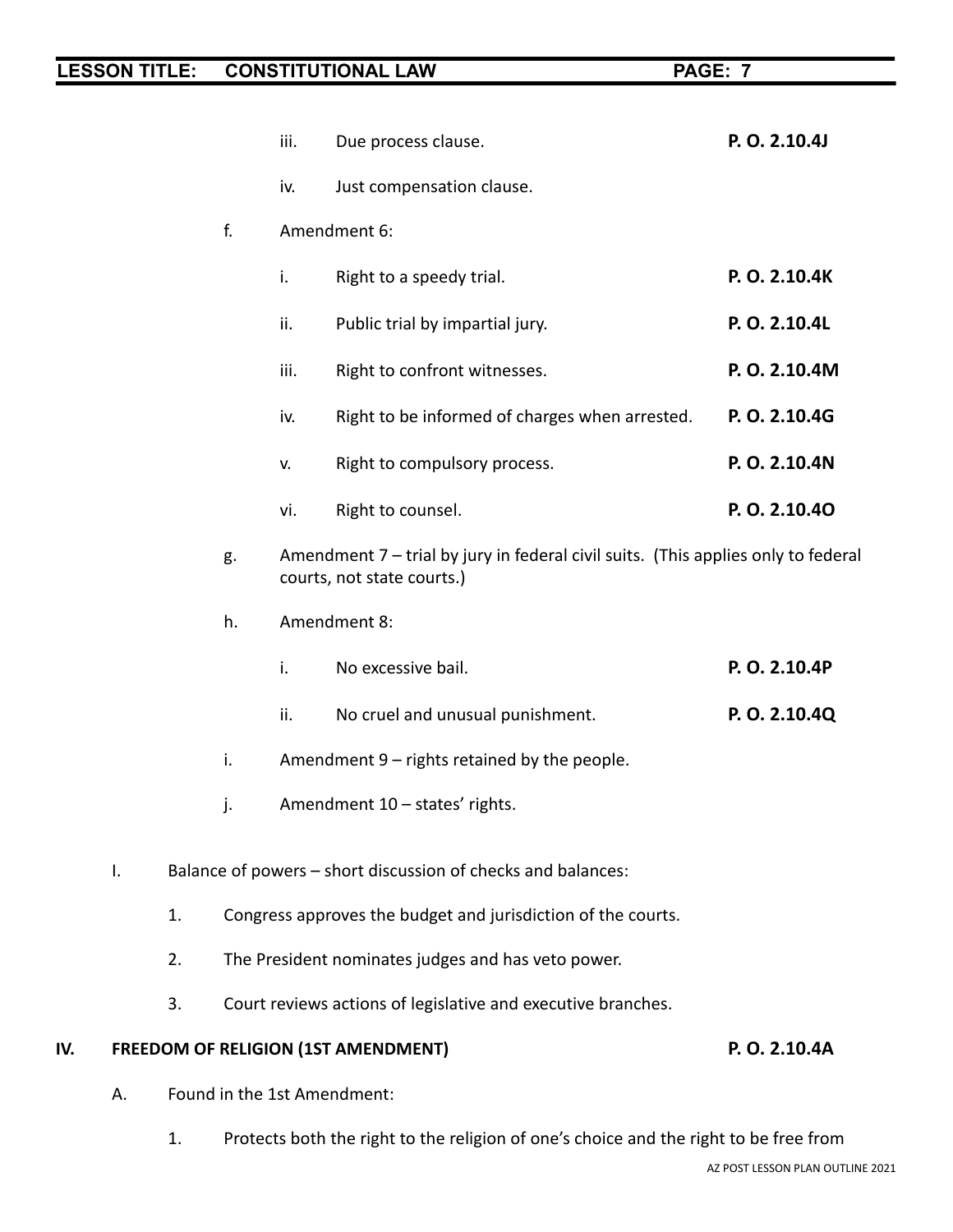iii. Due process clause. **P. O. 2.10.4J**

iv. Just compensation clause.

f. Amendment 6:

i. Right to a speedy trial. **P. O. 2.10.4K**

ii. Public trial by impartial jury. **P. O. 2.10.4L**

iii. Right to confront witnesses. **P. O. 2.10.4M**

iv. Right to be informed of charges when arrested. **P. O. 2.10.4G**

v. Right to compulsory process. **P. O. 2.10.4N**

vi. Right to counsel. **P. O. 2.10.4O**

g. Amendment 7 – trial by jury in federal civil suits. (This applies only to federal courts, not state courts.)

h. Amendment 8:

i. No excessive bail. **P. O. 2.10.4P**

ii. No cruel and unusual punishment. **P. O. 2.10.4Q**

i. Amendment 9 – rights retained by the people.

j. Amendment 10 – states' rights.

I. Balance of powers – short discussion of checks and balances:

1. Congress approves the budget and jurisdiction of the courts.
2. The President nominates judges and has veto power.
3. Court reviews actions of legislative and executive branches.

## IV. FREEDOM OF RELIGION (1ST AMENDMENT) **P. O. 2.10.4A**

A. Found in the 1st Amendment:

1. Protects both the right to the religion of one's choice and the right to be free from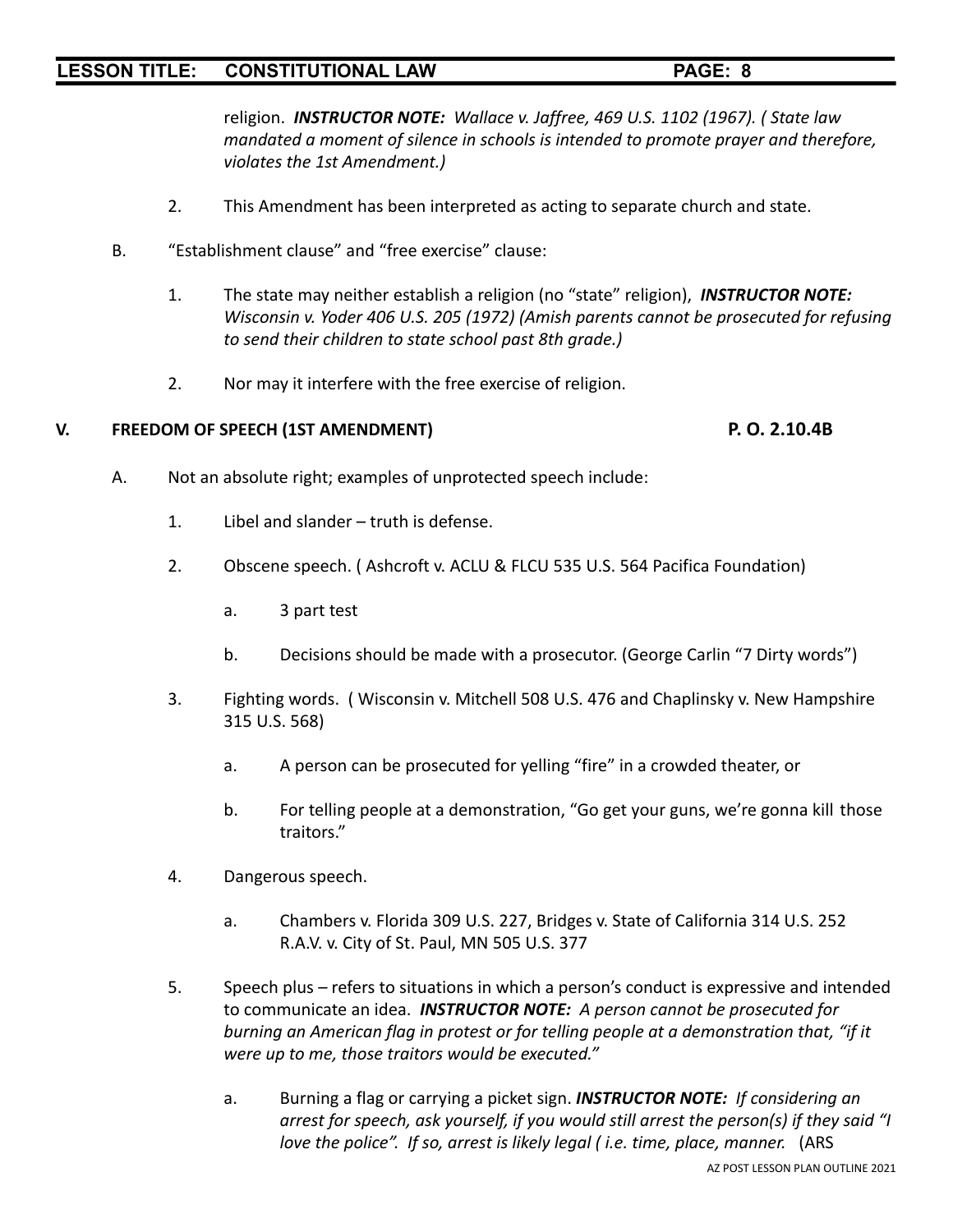religion. ***INSTRUCTOR NOTE:*** *Wallace v. Jaffree, 469 U.S. 1102 (1967). ( State law mandated a moment of silence in schools is intended to promote prayer and therefore, violates the 1st Amendment.)*

2. This Amendment has been interpreted as acting to separate church and state.

B. "Establishment clause" and "free exercise" clause:

1. The state may neither establish a religion (no "state" religion), ***INSTRUCTOR NOTE:*** *Wisconsin v. Yoder 406 U.S. 205 (1972) (Amish parents cannot be prosecuted for refusing to send their children to state school past 8th grade.)*

2. Nor may it interfere with the free exercise of religion.

## V. FREEDOM OF SPEECH (1ST AMENDMENT) P. O. 2.10.4B

A. Not an absolute right; examples of unprotected speech include:

1. Libel and slander – truth is defense.

2. Obscene speech. ( Ashcroft v. ACLU & FLCU 535 U.S. 564 Pacifica Foundation)

   a. 3 part test

   b. Decisions should be made with a prosecutor. (George Carlin "7 Dirty words")

3. Fighting words. ( Wisconsin v. Mitchell 508 U.S. 476 and Chaplinsky v. New Hampshire 315 U.S. 568)

   a. A person can be prosecuted for yelling "fire" in a crowded theater, or

   b. For telling people at a demonstration, "Go get your guns, we're gonna kill those traitors."

4. Dangerous speech.

   a. Chambers v. Florida 309 U.S. 227, Bridges v. State of California 314 U.S. 252 R.A.V. v. City of St. Paul, MN 505 U.S. 377

5. Speech plus – refers to situations in which a person's conduct is expressive and intended to communicate an idea. ***INSTRUCTOR NOTE:*** *A person cannot be prosecuted for burning an American flag in protest or for telling people at a demonstration that, "if it were up to me, those traitors would be executed."*

   a. Burning a flag or carrying a picket sign. ***INSTRUCTOR NOTE:*** *If considering an arrest for speech, ask yourself, if you would still arrest the person(s) if they said "I love the police". If so, arrest is likely legal ( i.e. time, place, manner.* (ARS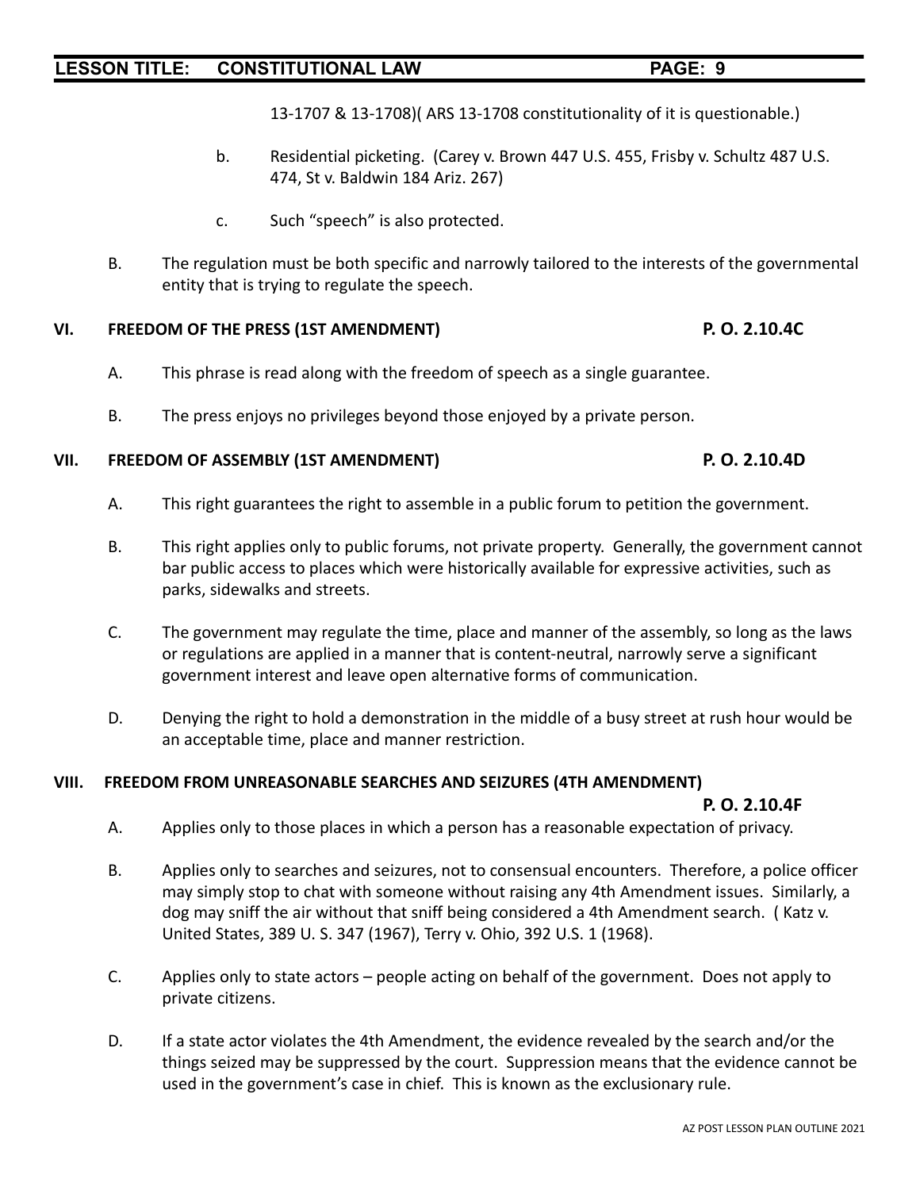13-1707 & 13-1708)( ARS 13-1708 constitutionality of it is questionable.)

   b. Residential picketing. (Carey v. Brown 447 U.S. 455, Frisby v. Schultz 487 U.S. 474, St v. Baldwin 184 Ariz. 267)

   c. Such "speech" is also protected.

B. The regulation must be both specific and narrowly tailored to the interests of the governmental entity that is trying to regulate the speech.

## VI. FREEDOM OF THE PRESS (1ST AMENDMENT) — P. O. 2.10.4C

A. This phrase is read along with the freedom of speech as a single guarantee.

B. The press enjoys no privileges beyond those enjoyed by a private person.

## VII. FREEDOM OF ASSEMBLY (1ST AMENDMENT) — P. O. 2.10.4D

A. This right guarantees the right to assemble in a public forum to petition the government.

B. This right applies only to public forums, not private property. Generally, the government cannot bar public access to places which were historically available for expressive activities, such as parks, sidewalks and streets.

C. The government may regulate the time, place and manner of the assembly, so long as the laws or regulations are applied in a manner that is content-neutral, narrowly serve a significant government interest and leave open alternative forms of communication.

D. Denying the right to hold a demonstration in the middle of a busy street at rush hour would be an acceptable time, place and manner restriction.

## VIII. FREEDOM FROM UNREASONABLE SEARCHES AND SEIZURES (4TH AMENDMENT) — P. O. 2.10.4F

A. Applies only to those places in which a person has a reasonable expectation of privacy.

B. Applies only to searches and seizures, not to consensual encounters. Therefore, a police officer may simply stop to chat with someone without raising any 4th Amendment issues. Similarly, a dog may sniff the air without that sniff being considered a 4th Amendment search. ( Katz v. United States, 389 U. S. 347 (1967), Terry v. Ohio, 392 U.S. 1 (1968).

C. Applies only to state actors – people acting on behalf of the government. Does not apply to private citizens.

D. If a state actor violates the 4th Amendment, the evidence revealed by the search and/or the things seized may be suppressed by the court. Suppression means that the evidence cannot be used in the government's case in chief. This is known as the exclusionary rule.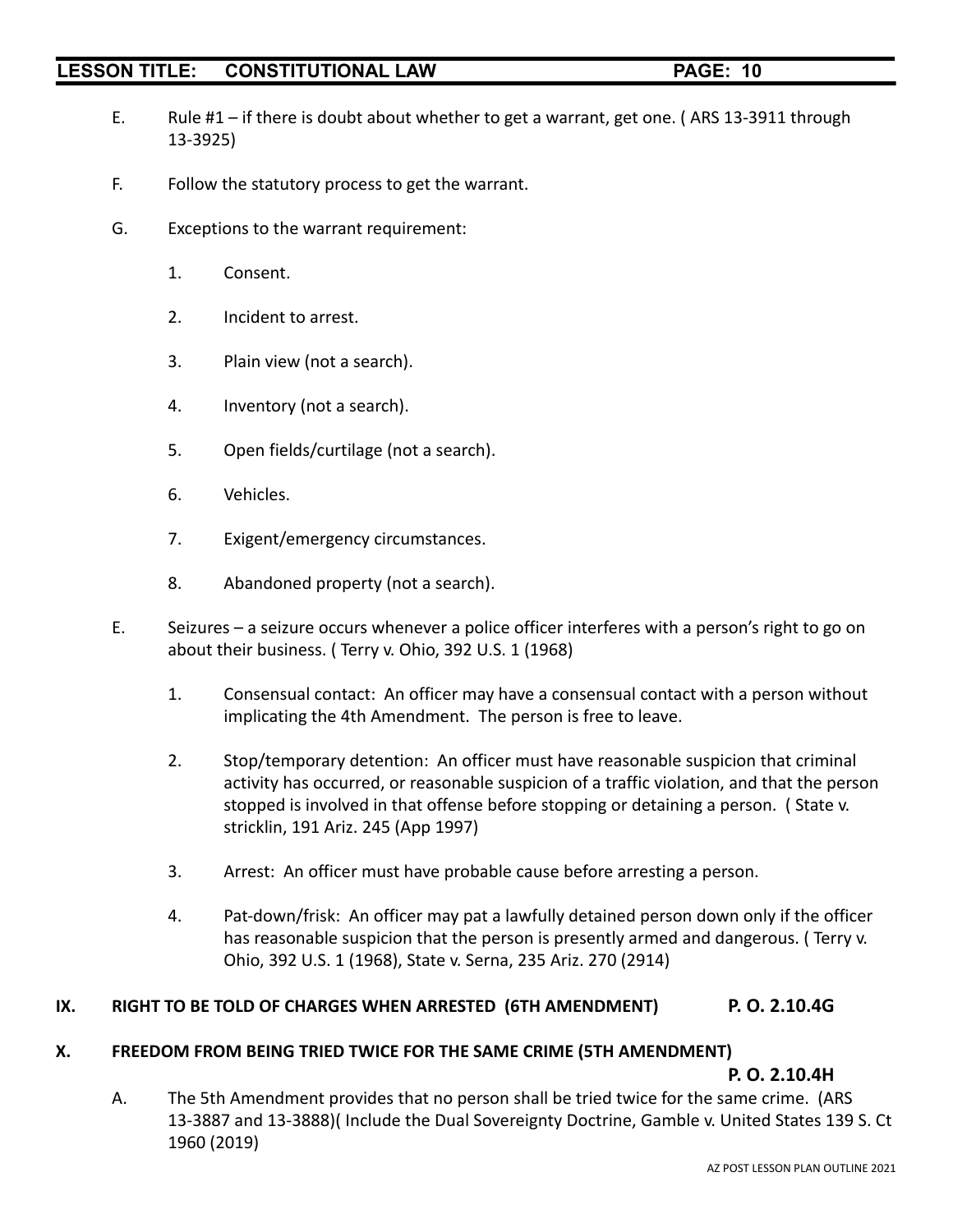E. Rule #1 – if there is doubt about whether to get a warrant, get one. ( ARS 13-3911 through 13-3925)

F. Follow the statutory process to get the warrant.

G. Exceptions to the warrant requirement:

1. Consent.

2. Incident to arrest.

3. Plain view (not a search).

4. Inventory (not a search).

5. Open fields/curtilage (not a search).

6. Vehicles.

7. Exigent/emergency circumstances.

8. Abandoned property (not a search).

E. Seizures – a seizure occurs whenever a police officer interferes with a person's right to go on about their business. ( Terry v. Ohio, 392 U.S. 1 (1968)

1. Consensual contact: An officer may have a consensual contact with a person without implicating the 4th Amendment. The person is free to leave.

2. Stop/temporary detention: An officer must have reasonable suspicion that criminal activity has occurred, or reasonable suspicion of a traffic violation, and that the person stopped is involved in that offense before stopping or detaining a person. ( State v. stricklin, 191 Ariz. 245 (App 1997)

3. Arrest: An officer must have probable cause before arresting a person.

4. Pat-down/frisk: An officer may pat a lawfully detained person down only if the officer has reasonable suspicion that the person is presently armed and dangerous. ( Terry v. Ohio, 392 U.S. 1 (1968), State v. Serna, 235 Ariz. 270 (2914)

## IX. RIGHT TO BE TOLD OF CHARGES WHEN ARRESTED (6TH AMENDMENT) P. O. 2.10.4G

## X. FREEDOM FROM BEING TRIED TWICE FOR THE SAME CRIME (5TH AMENDMENT) P. O. 2.10.4H

A. The 5th Amendment provides that no person shall be tried twice for the same crime. (ARS 13-3887 and 13-3888)( Include the Dual Sovereignty Doctrine, Gamble v. United States 139 S. Ct 1960 (2019)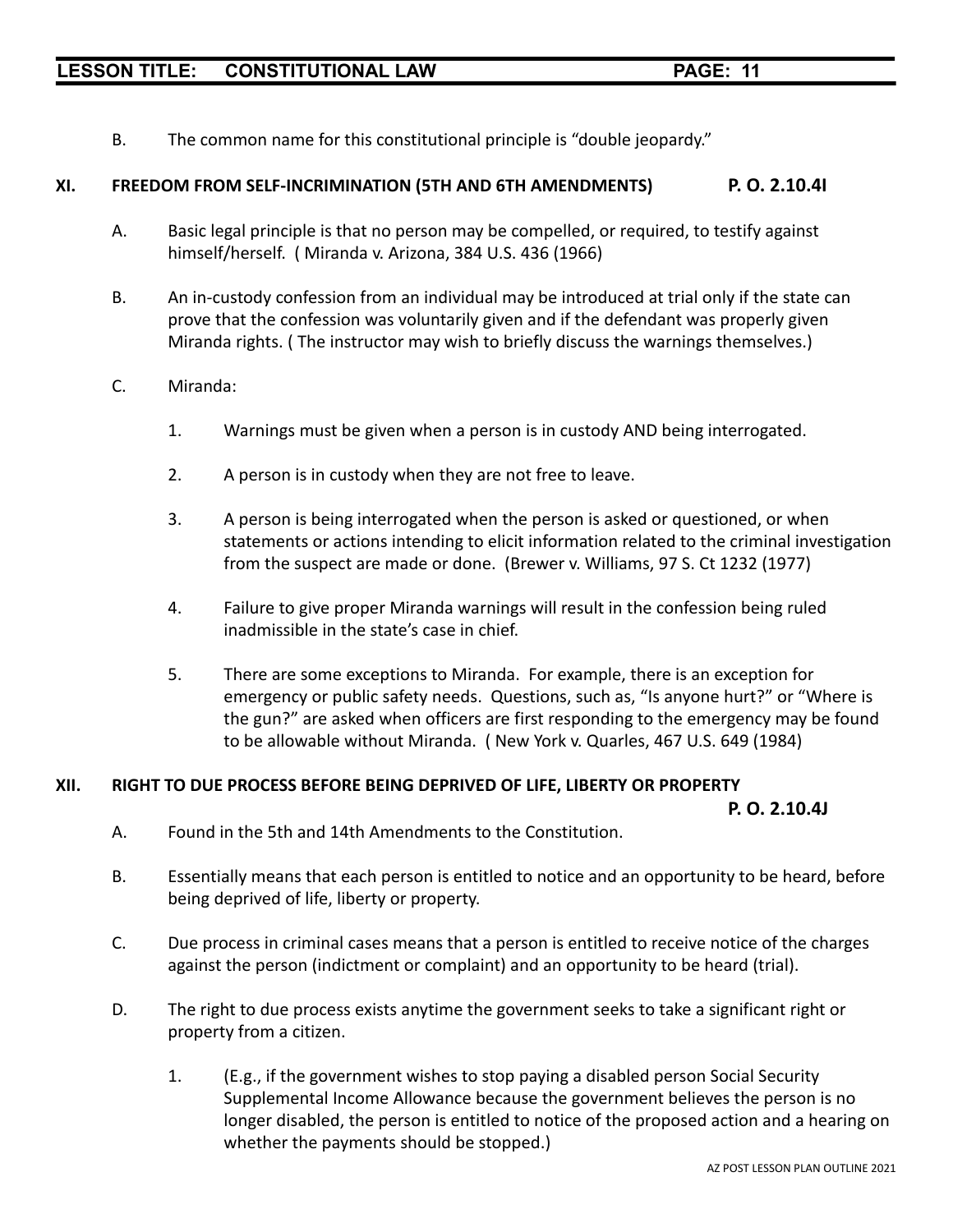B. The common name for this constitutional principle is "double jeopardy."

## XI. FREEDOM FROM SELF-INCRIMINATION (5TH AND 6TH AMENDMENTS) P. O. 2.10.4I

A. Basic legal principle is that no person may be compelled, or required, to testify against himself/herself. ( Miranda v. Arizona, 384 U.S. 436 (1966)

B. An in-custody confession from an individual may be introduced at trial only if the state can prove that the confession was voluntarily given and if the defendant was properly given Miranda rights. ( The instructor may wish to briefly discuss the warnings themselves.)

C. Miranda:

1. Warnings must be given when a person is in custody AND being interrogated.

2. A person is in custody when they are not free to leave.

3. A person is being interrogated when the person is asked or questioned, or when statements or actions intending to elicit information related to the criminal investigation from the suspect are made or done. (Brewer v. Williams, 97 S. Ct 1232 (1977)

4. Failure to give proper Miranda warnings will result in the confession being ruled inadmissible in the state's case in chief.

5. There are some exceptions to Miranda. For example, there is an exception for emergency or public safety needs. Questions, such as, "Is anyone hurt?" or "Where is the gun?" are asked when officers are first responding to the emergency may be found to be allowable without Miranda. ( New York v. Quarles, 467 U.S. 649 (1984)

## XII. RIGHT TO DUE PROCESS BEFORE BEING DEPRIVED OF LIFE, LIBERTY OR PROPERTY P. O. 2.10.4J

A. Found in the 5th and 14th Amendments to the Constitution.

B. Essentially means that each person is entitled to notice and an opportunity to be heard, before being deprived of life, liberty or property.

C. Due process in criminal cases means that a person is entitled to receive notice of the charges against the person (indictment or complaint) and an opportunity to be heard (trial).

D. The right to due process exists anytime the government seeks to take a significant right or property from a citizen.

1. (E.g., if the government wishes to stop paying a disabled person Social Security Supplemental Income Allowance because the government believes the person is no longer disabled, the person is entitled to notice of the proposed action and a hearing on whether the payments should be stopped.)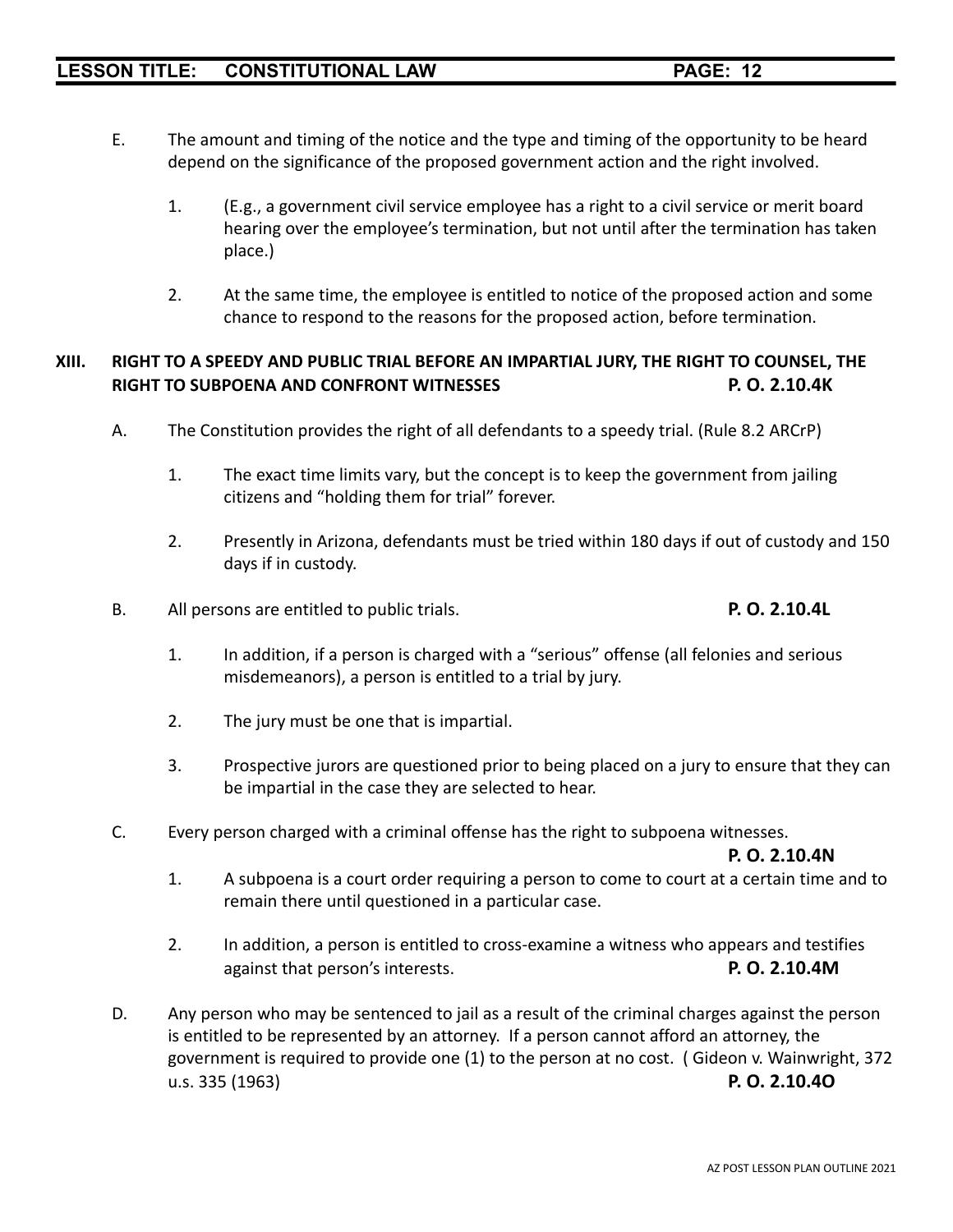E. The amount and timing of the notice and the type and timing of the opportunity to be heard depend on the significance of the proposed government action and the right involved.

   1. (E.g., a government civil service employee has a right to a civil service or merit board hearing over the employee's termination, but not until after the termination has taken place.)

   2. At the same time, the employee is entitled to notice of the proposed action and some chance to respond to the reasons for the proposed action, before termination.

## XIII. RIGHT TO A SPEEDY AND PUBLIC TRIAL BEFORE AN IMPARTIAL JURY, THE RIGHT TO COUNSEL, THE RIGHT TO SUBPOENA AND CONFRONT WITNESSES **P. O. 2.10.4K**

A. The Constitution provides the right of all defendants to a speedy trial. (Rule 8.2 ARCrP)

   1. The exact time limits vary, but the concept is to keep the government from jailing citizens and "holding them for trial" forever.

   2. Presently in Arizona, defendants must be tried within 180 days if out of custody and 150 days if in custody.

B. All persons are entitled to public trials. **P. O. 2.10.4L**

   1. In addition, if a person is charged with a "serious" offense (all felonies and serious misdemeanors), a person is entitled to a trial by jury.

   2. The jury must be one that is impartial.

   3. Prospective jurors are questioned prior to being placed on a jury to ensure that they can be impartial in the case they are selected to hear.

C. Every person charged with a criminal offense has the right to subpoena witnesses. **P. O. 2.10.4N**

   1. A subpoena is a court order requiring a person to come to court at a certain time and to remain there until questioned in a particular case.

   2. In addition, a person is entitled to cross-examine a witness who appears and testifies against that person's interests. **P. O. 2.10.4M**

D. Any person who may be sentenced to jail as a result of the criminal charges against the person is entitled to be represented by an attorney. If a person cannot afford an attorney, the government is required to provide one (1) to the person at no cost. ( Gideon v. Wainwright, 372 u.s. 335 (1963) **P. O. 2.10.4O**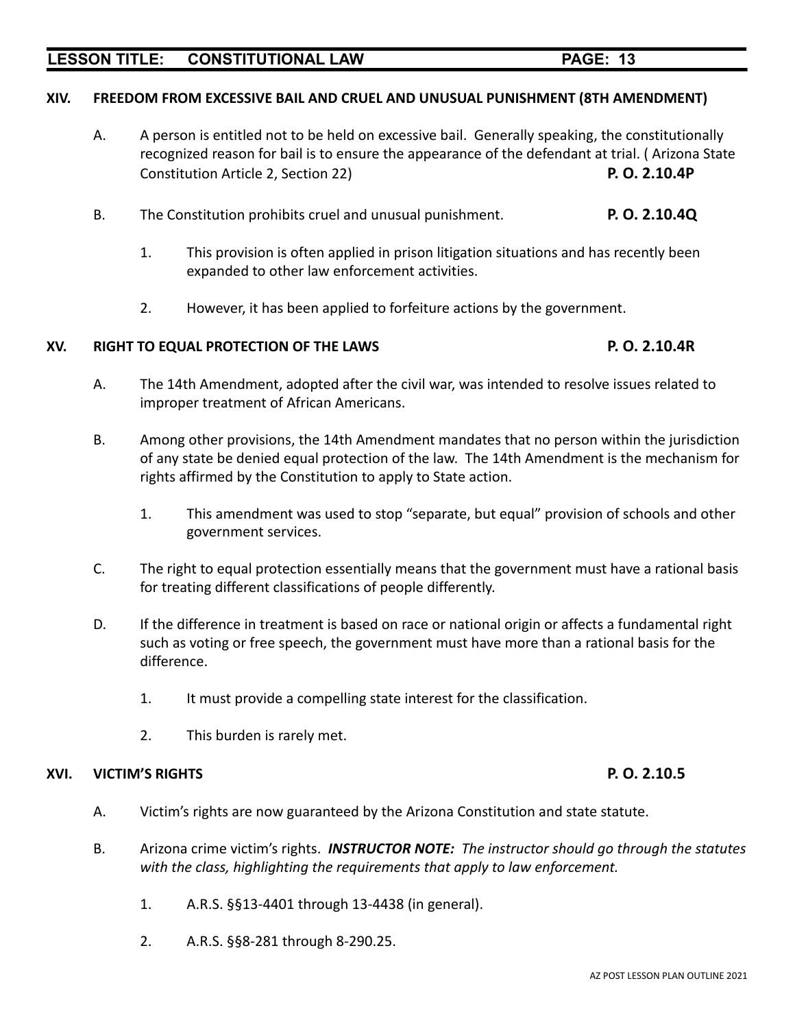## XIV. FREEDOM FROM EXCESSIVE BAIL AND CRUEL AND UNUSUAL PUNISHMENT (8TH AMENDMENT)

A. A person is entitled not to be held on excessive bail. Generally speaking, the constitutionally recognized reason for bail is to ensure the appearance of the defendant at trial. ( Arizona State Constitution Article 2, Section 22) **P. O. 2.10.4P**

B. The Constitution prohibits cruel and unusual punishment. **P. O. 2.10.4Q**

1. This provision is often applied in prison litigation situations and has recently been expanded to other law enforcement activities.

2. However, it has been applied to forfeiture actions by the government.

## XV. RIGHT TO EQUAL PROTECTION OF THE LAWS **P. O. 2.10.4R**

A. The 14th Amendment, adopted after the civil war, was intended to resolve issues related to improper treatment of African Americans.

B. Among other provisions, the 14th Amendment mandates that no person within the jurisdiction of any state be denied equal protection of the law. The 14th Amendment is the mechanism for rights affirmed by the Constitution to apply to State action.

1. This amendment was used to stop "separate, but equal" provision of schools and other government services.

C. The right to equal protection essentially means that the government must have a rational basis for treating different classifications of people differently.

D. If the difference in treatment is based on race or national origin or affects a fundamental right such as voting or free speech, the government must have more than a rational basis for the difference.

1. It must provide a compelling state interest for the classification.

2. This burden is rarely met.

## XVI. VICTIM'S RIGHTS **P. O. 2.10.5**

A. Victim's rights are now guaranteed by the Arizona Constitution and state statute.

B. Arizona crime victim's rights. ***INSTRUCTOR NOTE:*** *The instructor should go through the statutes with the class, highlighting the requirements that apply to law enforcement.*

1. A.R.S. §§13-4401 through 13-4438 (in general).

2. A.R.S. §§8-281 through 8-290.25.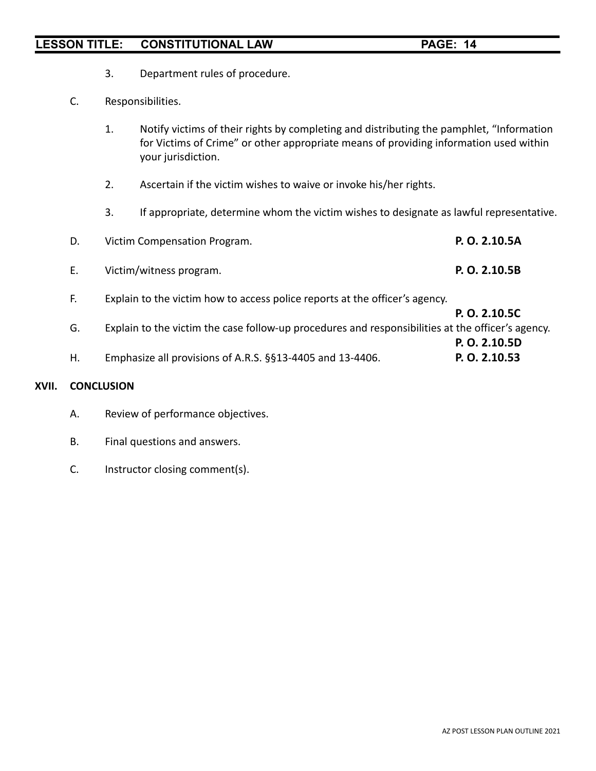3. Department rules of procedure.

C. Responsibilities.

1. Notify victims of their rights by completing and distributing the pamphlet, "Information for Victims of Crime" or other appropriate means of providing information used within your jurisdiction.

2. Ascertain if the victim wishes to waive or invoke his/her rights.

3. If appropriate, determine whom the victim wishes to designate as lawful representative.

D. Victim Compensation Program. **P. O. 2.10.5A**

E. Victim/witness program. **P. O. 2.10.5B**

F. Explain to the victim how to access police reports at the officer's agency. **P. O. 2.10.5C**

G. Explain to the victim the case follow-up procedures and responsibilities at the officer's agency. **P. O. 2.10.5D**

H. Emphasize all provisions of A.R.S. §§13-4405 and 13-4406. **P. O. 2.10.53**

## XVII. CONCLUSION

A. Review of performance objectives.

B. Final questions and answers.

C. Instructor closing comment(s).